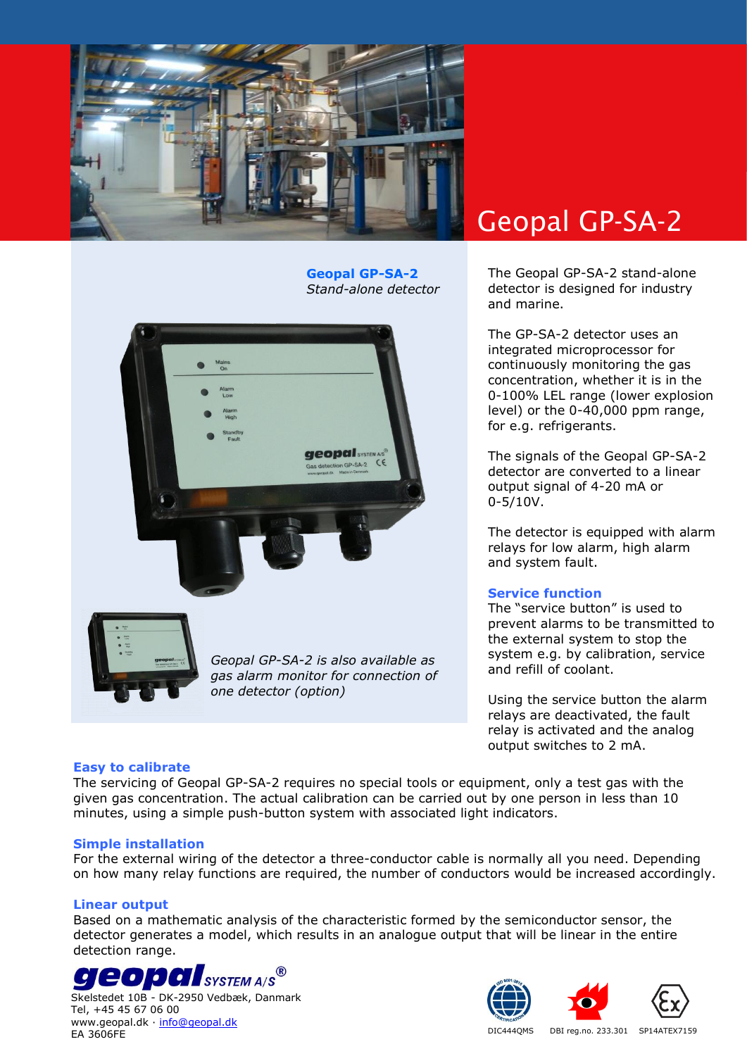# Geopal GP-SA-2

**Geopal GP-SA-2**
*Stand-alone detector*

*Geopal GP-SA-2 is also available as gas alarm monitor for connection of one detector (option)*

The Geopal GP-SA-2 stand-alone detector is designed for industry and marine.

The GP-SA-2 detector uses an integrated microprocessor for continuously monitoring the gas concentration, whether it is in the 0-100% LEL range (lower explosion level) or the 0-40,000 ppm range, for e.g. refrigerants.

The signals of the Geopal GP-SA-2 detector are converted to a linear output signal of 4-20 mA or 0-5/10V.

The detector is equipped with alarm relays for low alarm, high alarm and system fault.

### Service function

The "service button" is used to prevent alarms to be transmitted to the external system to stop the system e.g. by calibration, service and refill of coolant.

Using the service button the alarm relays are deactivated, the fault relay is activated and the analog output switches to 2 mA.

### Easy to calibrate

The servicing of Geopal GP-SA-2 requires no special tools or equipment, only a test gas with the given gas concentration. The actual calibration can be carried out by one person in less than 10 minutes, using a simple push-button system with associated light indicators.

### Simple installation

For the external wiring of the detector a three-conductor cable is normally all you need. Depending on how many relay functions are required, the number of conductors would be increased accordingly.

### Linear output

Based on a mathematic analysis of the characteristic formed by the semiconductor sensor, the detector generates a model, which results in an analogue output that will be linear in the entire detection range.

**geopal** SYSTEM A/S®
Skelstedet 10B - DK-2950 Vedbæk, Danmark
Tel, +45 45 67 06 00
www.geopal.dk · info@geopal.dk
EA 3606FE

DIC444QMS · DBI reg.no. 233.301 · SP14ATEX7159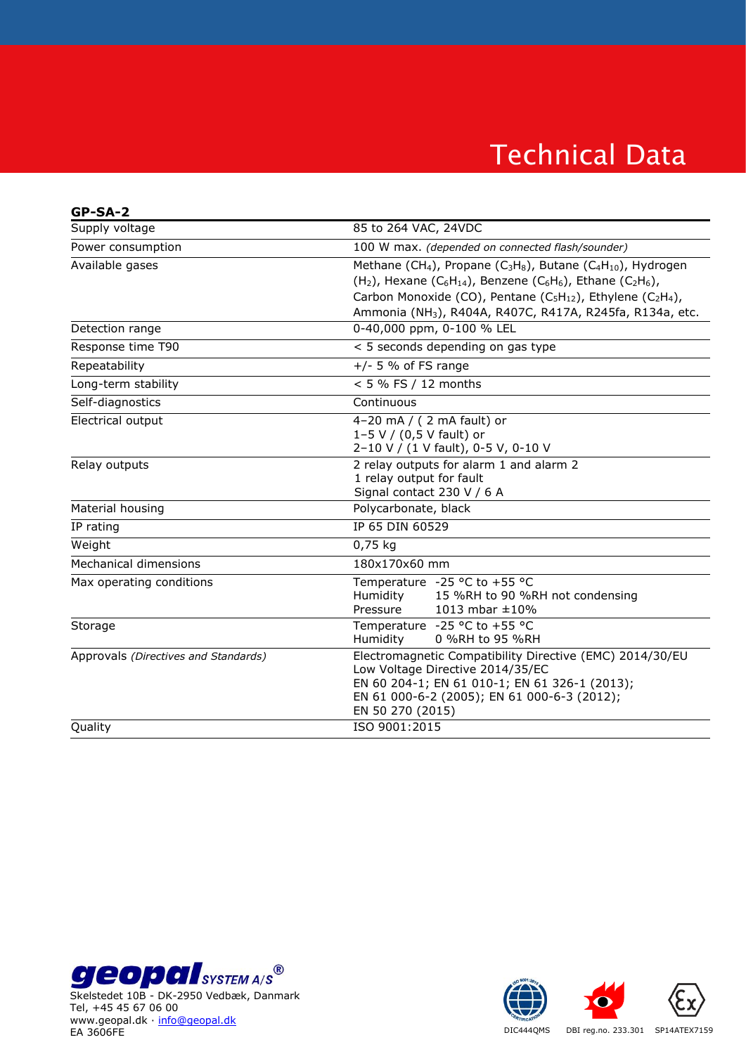# Technical Data

| GP-SA-2 | |
|---|---|
| Supply voltage | 85 to 264 VAC, 24VDC |
| Power consumption | 100 W max. *(depended on connected flash/sounder)* |
| Available gases | Methane ($CH_4$), Propane ($C_3H_8$), Butane ($C_4H_{10}$), Hydrogen ($H_2$), Hexane ($C_6H_{14}$), Benzene ($C_6H_6$), Ethane ($C_2H_6$), Carbon Monoxide (CO), Pentane ($C_5H_{12}$), Ethylene ($C_2H_4$), Ammonia ($NH_3$), R404A, R407C, R417A, R245fa, R134a, etc. |
| Detection range | 0-40,000 ppm, 0-100 % LEL |
| Response time T90 | < 5 seconds depending on gas type |
| Repeatability | +/- 5 % of FS range |
| Long-term stability | < 5 % FS / 12 months |
| Self-diagnostics | Continuous |
| Electrical output | 4–20 mA / ( 2 mA fault) or<br>1–5 V / (0,5 V fault) or<br>2–10 V / (1 V fault), 0-5 V, 0-10 V |
| Relay outputs | 2 relay outputs for alarm 1 and alarm 2<br>1 relay output for fault<br>Signal contact 230 V / 6 A |
| Material housing | Polycarbonate, black |
| IP rating | IP 65 DIN 60529 |
| Weight | 0,75 kg |
| Mechanical dimensions | 180x170x60 mm |
| Max operating conditions | Temperature -25 °C to +55 °C<br>Humidity 15 %RH to 90 %RH not condensing<br>Pressure 1013 mbar ±10% |
| Storage | Temperature -25 °C to +55 °C<br>Humidity 0 %RH to 95 %RH |
| Approvals *(Directives and Standards)* | Electromagnetic Compatibility Directive (EMC) 2014/30/EU<br>Low Voltage Directive 2014/35/EC<br>EN 60 204-1; EN 61 010-1; EN 61 326-1 (2013);<br>EN 61 000-6-2 (2005); EN 61 000-6-3 (2012);<br>EN 50 270 (2015) |
| Quality | ISO 9001:2015 |

geopal SYSTEM A/S®
Skelstedet 10B - DK-2950 Vedbæk, Danmark
Tel, +45 45 67 06 00
www.geopal.dk · info@geopal.dk
EA 3606FE

DIC444QMS DBI reg.no. 233.301 SP14ATEX7159